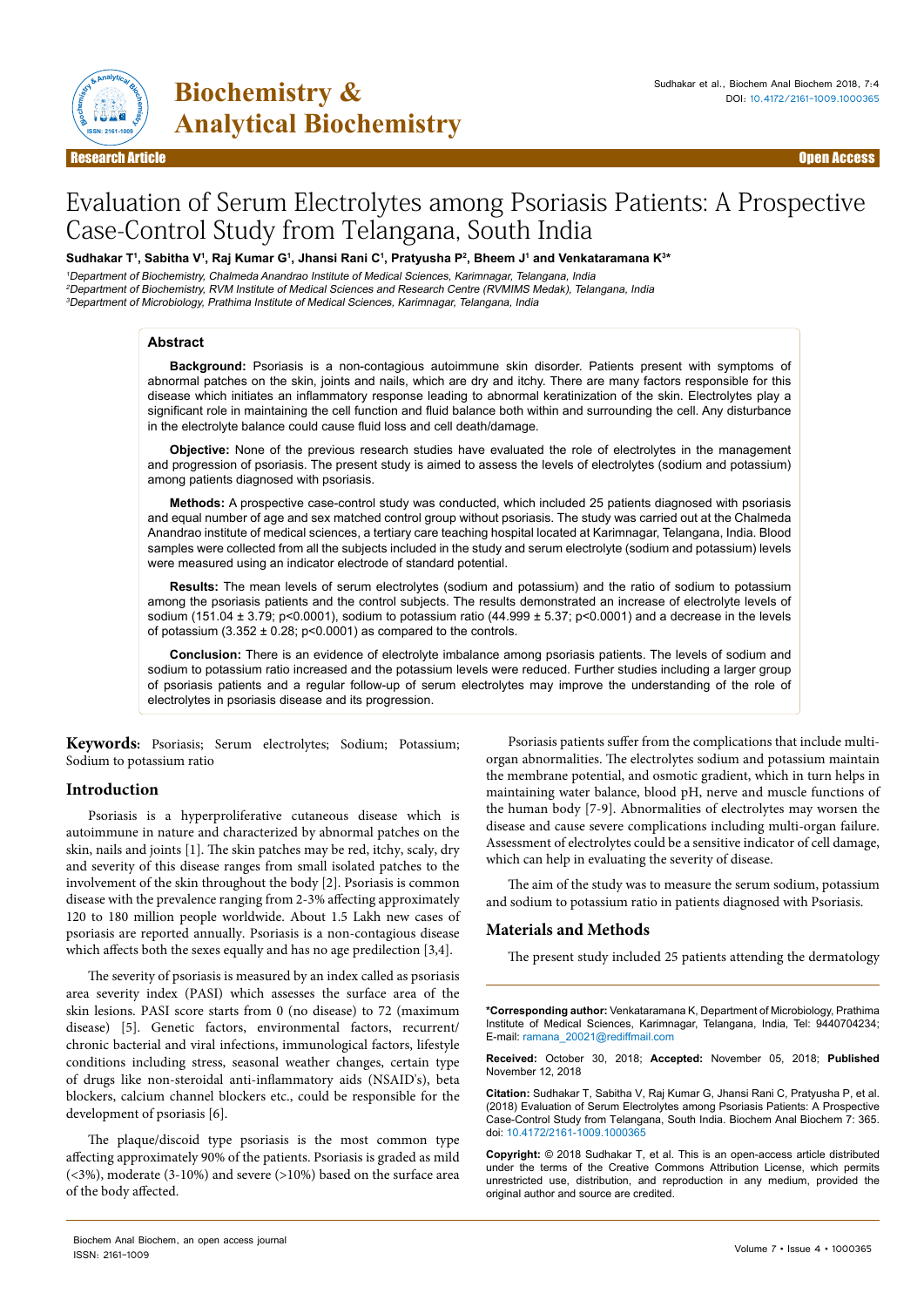# Evaluation of Serum Electrolytes among Psoriasis Patients: A Prospective Case-Control Study from Telangana, South India

**Sudhakar T[1], Sabitha V[1], Raj Kumar G[1], Jhansi Rani C[1], Pratyusha P[2], Bheem J[1] and Venkataramana K[3]***

[1]Department of Biochemistry, Chalmeda Anandrao Institute of Medical Sciences, Karimnagar, Telangana, India
[2]Department of Biochemistry, RVM Institute of Medical Sciences and Research Centre (RVMIMS Medak), Telangana, India
[3]Department of Microbiology, Prathima Institute of Medical Sciences, Karimnagar, Telangana, India

## Abstract

**Background:** Psoriasis is a non-contagious autoimmune skin disorder. Patients present with symptoms of abnormal patches on the skin, joints and nails, which are dry and itchy. There are many factors responsible for this disease which initiates an inflammatory response leading to abnormal keratinization of the skin. Electrolytes play a significant role in maintaining the cell function and fluid balance both within and surrounding the cell. Any disturbance in the electrolyte balance could cause fluid loss and cell death/damage.

**Objective:** None of the previous research studies have evaluated the role of electrolytes in the management and progression of psoriasis. The present study is aimed to assess the levels of electrolytes (sodium and potassium) among patients diagnosed with psoriasis.

**Methods:** A prospective case-control study was conducted, which included 25 patients diagnosed with psoriasis and equal number of age and sex matched control group without psoriasis. The study was carried out at the Chalmeda Anandrao institute of medical sciences, a tertiary care teaching hospital located at Karimnagar, Telangana, India. Blood samples were collected from all the subjects included in the study and serum electrolyte (sodium and potassium) levels were measured using an indicator electrode of standard potential.

**Results:** The mean levels of serum electrolytes (sodium and potassium) and the ratio of sodium to potassium among the psoriasis patients and the control subjects. The results demonstrated an increase of electrolyte levels of sodium (151.04 ± 3.79; p<0.0001), sodium to potassium ratio (44.999 ± 5.37; p<0.0001) and a decrease in the levels of potassium (3.352 ± 0.28; p<0.0001) as compared to the controls.

**Conclusion:** There is an evidence of electrolyte imbalance among psoriasis patients. The levels of sodium and sodium to potassium ratio increased and the potassium levels were reduced. Further studies including a larger group of psoriasis patients and a regular follow-up of serum electrolytes may improve the understanding of the role of electrolytes in psoriasis disease and its progression.

**Keywords:** Psoriasis; Serum electrolytes; Sodium; Potassium; Sodium to potassium ratio

## Introduction

Psoriasis is a hyperproliferative cutaneous disease which is autoimmune in nature and characterized by abnormal patches on the skin, nails and joints [1]. The skin patches may be red, itchy, scaly, dry and severity of this disease ranges from small isolated patches to the involvement of the skin throughout the body [2]. Psoriasis is common disease with the prevalence ranging from 2-3% affecting approximately 120 to 180 million people worldwide. About 1.5 Lakh new cases of psoriasis are reported annually. Psoriasis is a non-contagious disease which affects both the sexes equally and has no age predilection [3,4].

The severity of psoriasis is measured by an index called as psoriasis area severity index (PASI) which assesses the surface area of the skin lesions. PASI score starts from 0 (no disease) to 72 (maximum disease) [5]. Genetic factors, environmental factors, recurrent/chronic bacterial and viral infections, immunological factors, lifestyle conditions including stress, seasonal weather changes, certain type of drugs like non-steroidal anti-inflammatory aids (NSAID's), beta blockers, calcium channel blockers etc., could be responsible for the development of psoriasis [6].

The plaque/discoid type psoriasis is the most common type affecting approximately 90% of the patients. Psoriasis is graded as mild (<3%), moderate (3-10%) and severe (>10%) based on the surface area of the body affected.

Psoriasis patients suffer from the complications that include multi-organ abnormalities. The electrolytes sodium and potassium maintain the membrane potential, and osmotic gradient, which in turn helps in maintaining water balance, blood pH, nerve and muscle functions of the human body [7-9]. Abnormalities of electrolytes may worsen the disease and cause severe complications including multi-organ failure. Assessment of electrolytes could be a sensitive indicator of cell damage, which can help in evaluating the severity of disease.

The aim of the study was to measure the serum sodium, potassium and sodium to potassium ratio in patients diagnosed with Psoriasis.

## Materials and Methods

The present study included 25 patients attending the dermatology

---

***Corresponding author:** Venkataramana K, Department of Microbiology, Prathima Institute of Medical Sciences, Karimnagar, Telangana, India, Tel: 9440704234; E-mail: ramana_20021@rediffmail.com

**Received:** October 30, 2018; **Accepted:** November 05, 2018; **Published** November 12, 2018

**Citation:** Sudhakar T, Sabitha V, Raj Kumar G, Jhansi Rani C, Pratyusha P, et al. (2018) Evaluation of Serum Electrolytes among Psoriasis Patients: A Prospective Case-Control Study from Telangana, South India. Biochem Anal Biochem 7: 365. doi: 10.4172/2161-1009.1000365

**Copyright:** © 2018 Sudhakar T, et al. This is an open-access article distributed under the terms of the Creative Commons Attribution License, which permits unrestricted use, distribution, and reproduction in any medium, provided the original author and source are credited.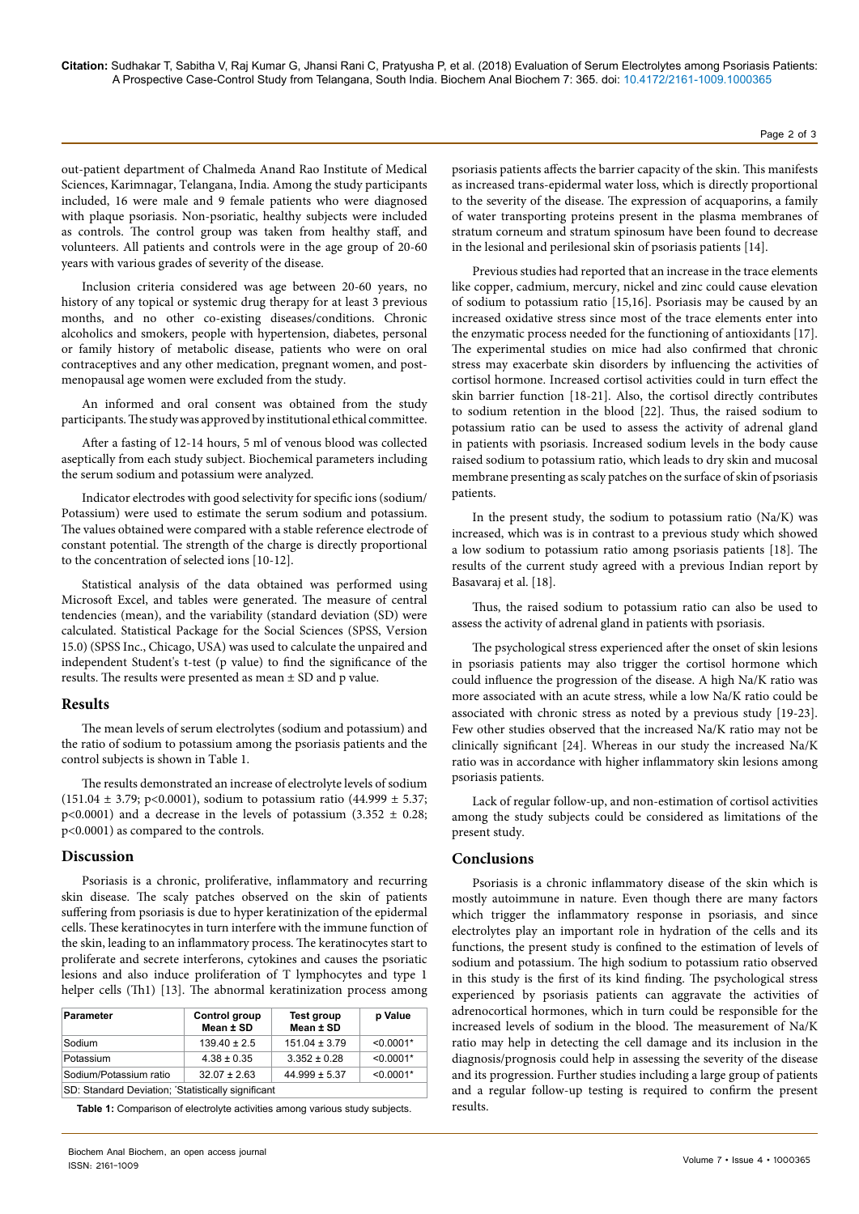out-patient department of Chalmeda Anand Rao Institute of Medical Sciences, Karimnagar, Telangana, India. Among the study participants included, 16 were male and 9 female patients who were diagnosed with plaque psoriasis. Non-psoriatic, healthy subjects were included as controls. The control group was taken from healthy staff, and volunteers. All patients and controls were in the age group of 20-60 years with various grades of severity of the disease.

Inclusion criteria considered was age between 20-60 years, no history of any topical or systemic drug therapy for at least 3 previous months, and no other co-existing diseases/conditions. Chronic alcoholics and smokers, people with hypertension, diabetes, personal or family history of metabolic disease, patients who were on oral contraceptives and any other medication, pregnant women, and post-menopausal age women were excluded from the study.

An informed and oral consent was obtained from the study participants. The study was approved by institutional ethical committee.

After a fasting of 12-14 hours, 5 ml of venous blood was collected aseptically from each study subject. Biochemical parameters including the serum sodium and potassium were analyzed.

Indicator electrodes with good selectivity for specific ions (sodium/Potassium) were used to estimate the serum sodium and potassium. The values obtained were compared with a stable reference electrode of constant potential. The strength of the charge is directly proportional to the concentration of selected ions [10-12].

Statistical analysis of the data obtained was performed using Microsoft Excel, and tables were generated. The measure of central tendencies (mean), and the variability (standard deviation (SD) were calculated. Statistical Package for the Social Sciences (SPSS, Version 15.0) (SPSS Inc., Chicago, USA) was used to calculate the unpaired and independent Student's t-test (p value) to find the significance of the results. The results were presented as mean ± SD and p value.

## Results

The mean levels of serum electrolytes (sodium and potassium) and the ratio of sodium to potassium among the psoriasis patients and the control subjects is shown in Table 1.

The results demonstrated an increase of electrolyte levels of sodium (151.04 ± 3.79; $p<0.0001$), sodium to potassium ratio (44.999 ± 5.37; $p<0.0001$) and a decrease in the levels of potassium (3.352 ± 0.28; $p<0.0001$) as compared to the controls.

## Discussion

Psoriasis is a chronic, proliferative, inflammatory and recurring skin disease. The scaly patches observed on the skin of patients suffering from psoriasis is due to hyper keratinization of the epidermal cells. These keratinocytes in turn interfere with the immune function of the skin, leading to an inflammatory process. The keratinocytes start to proliferate and secrete interferons, cytokines and causes the psoriatic lesions and also induce proliferation of T lymphocytes and type 1 helper cells (Th1) [13]. The abnormal keratinization process among psoriasis patients affects the barrier capacity of the skin. This manifests as increased trans-epidermal water loss, which is directly proportional to the severity of the disease. The expression of acquaporins, a family of water transporting proteins present in the plasma membranes of stratum corneum and stratum spinosum have been found to decrease in the lesional and perilesional skin of psoriasis patients [14].

| Parameter | Control group Mean ± SD | Test group Mean ± SD | p Value |
|---|---|---|---|
| Sodium | 139.40 ± 2.5 | 151.04 ± 3.79 | <0.0001* |
| Potassium | 4.38 ± 0.35 | 3.352 ± 0.28 | <0.0001* |
| Sodium/Potassium ratio | 32.07 ± 2.63 | 44.999 ± 5.37 | <0.0001* |
| SD: Standard Deviation; *Statistically significant | | | |

**Table 1:** Comparison of electrolyte activities among various study subjects.

Previous studies had reported that an increase in the trace elements like copper, cadmium, mercury, nickel and zinc could cause elevation of sodium to potassium ratio [15,16]. Psoriasis may be caused by an increased oxidative stress since most of the trace elements enter into the enzymatic process needed for the functioning of antioxidants [17]. The experimental studies on mice had also confirmed that chronic stress may exacerbate skin disorders by influencing the activities of cortisol hormone. Increased cortisol activities could in turn effect the skin barrier function [18-21]. Also, the cortisol directly contributes to sodium retention in the blood [22]. Thus, the raised sodium to potassium ratio can be used to assess the activity of adrenal gland in patients with psoriasis. Increased sodium levels in the body cause raised sodium to potassium ratio, which leads to dry skin and mucosal membrane presenting as scaly patches on the surface of skin of psoriasis patients.

In the present study, the sodium to potassium ratio (Na/K) was increased, which was is in contrast to a previous study which showed a low sodium to potassium ratio among psoriasis patients [18]. The results of the current study agreed with a previous Indian report by Basavaraj et al. [18].

Thus, the raised sodium to potassium ratio can also be used to assess the activity of adrenal gland in patients with psoriasis.

The psychological stress experienced after the onset of skin lesions in psoriasis patients may also trigger the cortisol hormone which could influence the progression of the disease. A high Na/K ratio was more associated with an acute stress, while a low Na/K ratio could be associated with chronic stress as noted by a previous study [19-23]. Few other studies observed that the increased Na/K ratio may not be clinically significant [24]. Whereas in our study the increased Na/K ratio was in accordance with higher inflammatory skin lesions among psoriasis patients.

Lack of regular follow-up, and non-estimation of cortisol activities among the study subjects could be considered as limitations of the present study.

## Conclusions

Psoriasis is a chronic inflammatory disease of the skin which is mostly autoimmune in nature. Even though there are many factors which trigger the inflammatory response in psoriasis, and since electrolytes play an important role in hydration of the cells and its functions, the present study is confined to the estimation of levels of sodium and potassium. The high sodium to potassium ratio observed in this study is the first of its kind finding. The psychological stress experienced by psoriasis patients can aggravate the activities of adrenocortical hormones, which in turn could be responsible for the increased levels of sodium in the blood. The measurement of Na/K ratio may help in detecting the cell damage and its inclusion in the diagnosis/prognosis could help in assessing the severity of the disease and its progression. Further studies including a large group of patients and a regular follow-up testing is required to confirm the present results.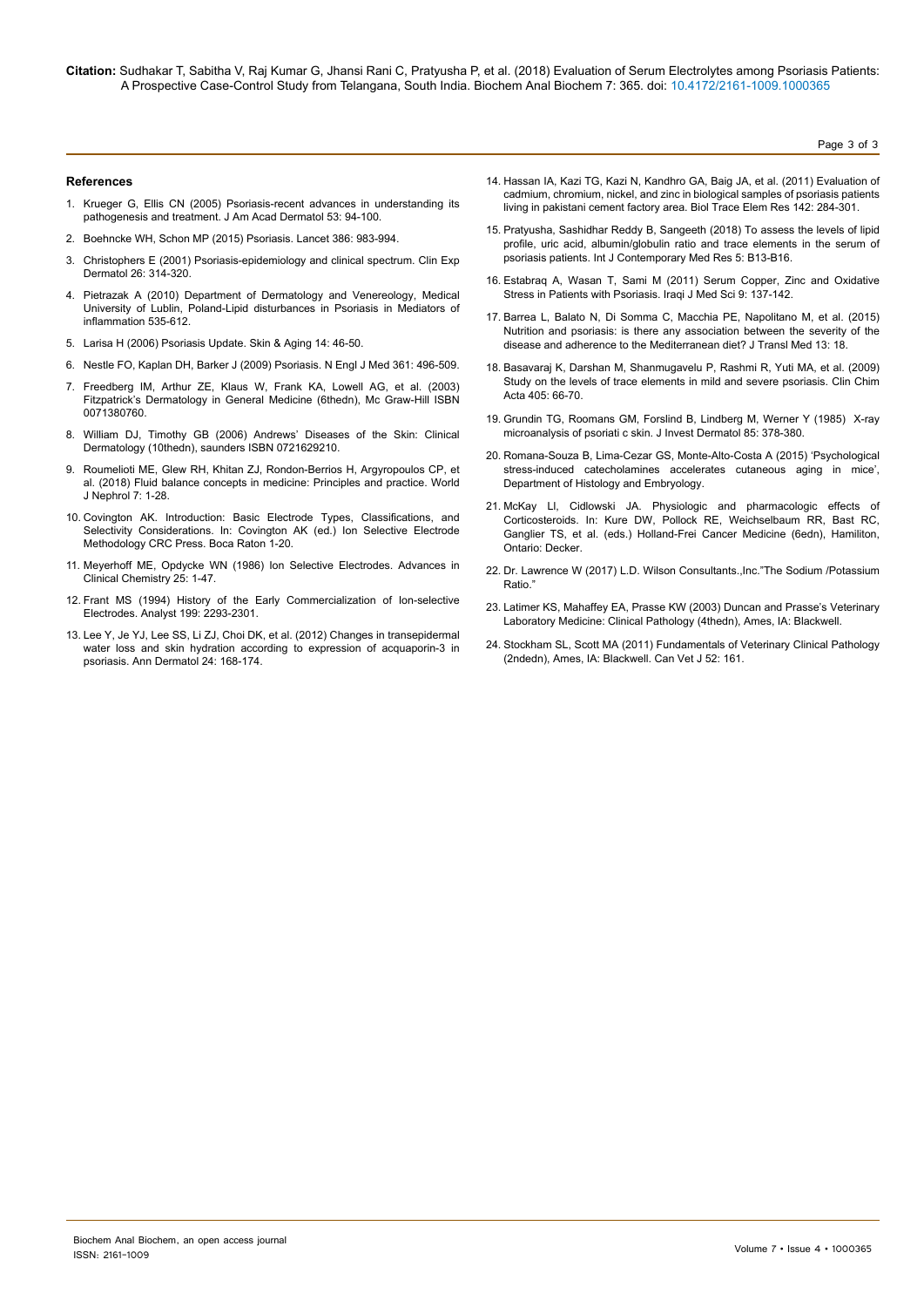## References

1. Krueger G, Ellis CN (2005) Psoriasis-recent advances in understanding its pathogenesis and treatment. J Am Acad Dermatol 53: 94-100.
2. Boehncke WH, Schon MP (2015) Psoriasis. Lancet 386: 983-994.
3. Christophers E (2001) Psoriasis-epidemiology and clinical spectrum. Clin Exp Dermatol 26: 314-320.
4. Pietrazak A (2010) Department of Dermatology and Venereology, Medical University of Lublin, Poland-Lipid disturbances in Psoriasis in Mediators of inflammation 535-612.
5. Larisa H (2006) Psoriasis Update. Skin & Aging 14: 46-50.
6. Nestle FO, Kaplan DH, Barker J (2009) Psoriasis. N Engl J Med 361: 496-509.
7. Freedberg IM, Arthur ZE, Klaus W, Frank KA, Lowell AG, et al. (2003) Fitzpatrick's Dermatology in General Medicine (6thedn), Mc Graw-Hill ISBN 0071380760.
8. William DJ, Timothy GB (2006) Andrews' Diseases of the Skin: Clinical Dermatology (10thedn), saunders ISBN 0721629210.
9. Roumelioti ME, Glew RH, Khitan ZJ, Rondon-Berrios H, Argyropoulos CP, et al. (2018) Fluid balance concepts in medicine: Principles and practice. World J Nephrol 7: 1-28.
10. Covington AK. Introduction: Basic Electrode Types, Classifications, and Selectivity Considerations. In: Covington AK (ed.) Ion Selective Electrode Methodology CRC Press. Boca Raton 1-20.
11. Meyerhoff ME, Opdycke WN (1986) Ion Selective Electrodes. Advances in Clinical Chemistry 25: 1-47.
12. Frant MS (1994) History of the Early Commercialization of Ion-selective Electrodes. Analyst 199: 2293-2301.
13. Lee Y, Je YJ, Lee SS, Li ZJ, Choi DK, et al. (2012) Changes in transepidermal water loss and skin hydration according to expression of acquaporin-3 in psoriasis. Ann Dermatol 24: 168-174.
14. Hassan IA, Kazi TG, Kazi N, Kandhro GA, Baig JA, et al. (2011) Evaluation of cadmium, chromium, nickel, and zinc in biological samples of psoriasis patients living in pakistani cement factory area. Biol Trace Elem Res 142: 284-301.
15. Pratyusha, Sashidhar Reddy B, Sangeeth (2018) To assess the levels of lipid profile, uric acid, albumin/globulin ratio and trace elements in the serum of psoriasis patients. Int J Contemporary Med Res 5: B13-B16.
16. Estabraq A, Wasan T, Sami M (2011) Serum Copper, Zinc and Oxidative Stress in Patients with Psoriasis. Iraqi J Med Sci 9: 137-142.
17. Barrea L, Balato N, Di Somma C, Macchia PE, Napolitano M, et al. (2015) Nutrition and psoriasis: is there any association between the severity of the disease and adherence to the Mediterranean diet? J Transl Med 13: 18.
18. Basavaraj K, Darshan M, Shanmugavelu P, Rashmi R, Yuti MA, et al. (2009) Study on the levels of trace elements in mild and severe psoriasis. Clin Chim Acta 405: 66-70.
19. Grundin TG, Roomans GM, Forslind B, Lindberg M, Werner Y (1985) X-ray microanalysis of psoriati c skin. J Invest Dermatol 85: 378-380.
20. Romana-Souza B, Lima-Cezar GS, Monte-Alto-Costa A (2015) 'Psychological stress-induced catecholamines accelerates cutaneous aging in mice', Department of Histology and Embryology.
21. McKay LI, Cidlowski JA. Physiologic and pharmacologic effects of Corticosteroids. In: Kure DW, Pollock RE, Weichselbaum RR, Bast RC, Ganglier TS, et al. (eds.) Holland-Frei Cancer Medicine (6edn), Hamiliton, Ontario: Decker.
22. Dr. Lawrence W (2017) L.D. Wilson Consultants.,Inc."The Sodium /Potassium Ratio."
23. Latimer KS, Mahaffey EA, Prasse KW (2003) Duncan and Prasse's Veterinary Laboratory Medicine: Clinical Pathology (4thedn), Ames, IA: Blackwell.
24. Stockham SL, Scott MA (2011) Fundamentals of Veterinary Clinical Pathology (2ndedn), Ames, IA: Blackwell. Can Vet J 52: 161.